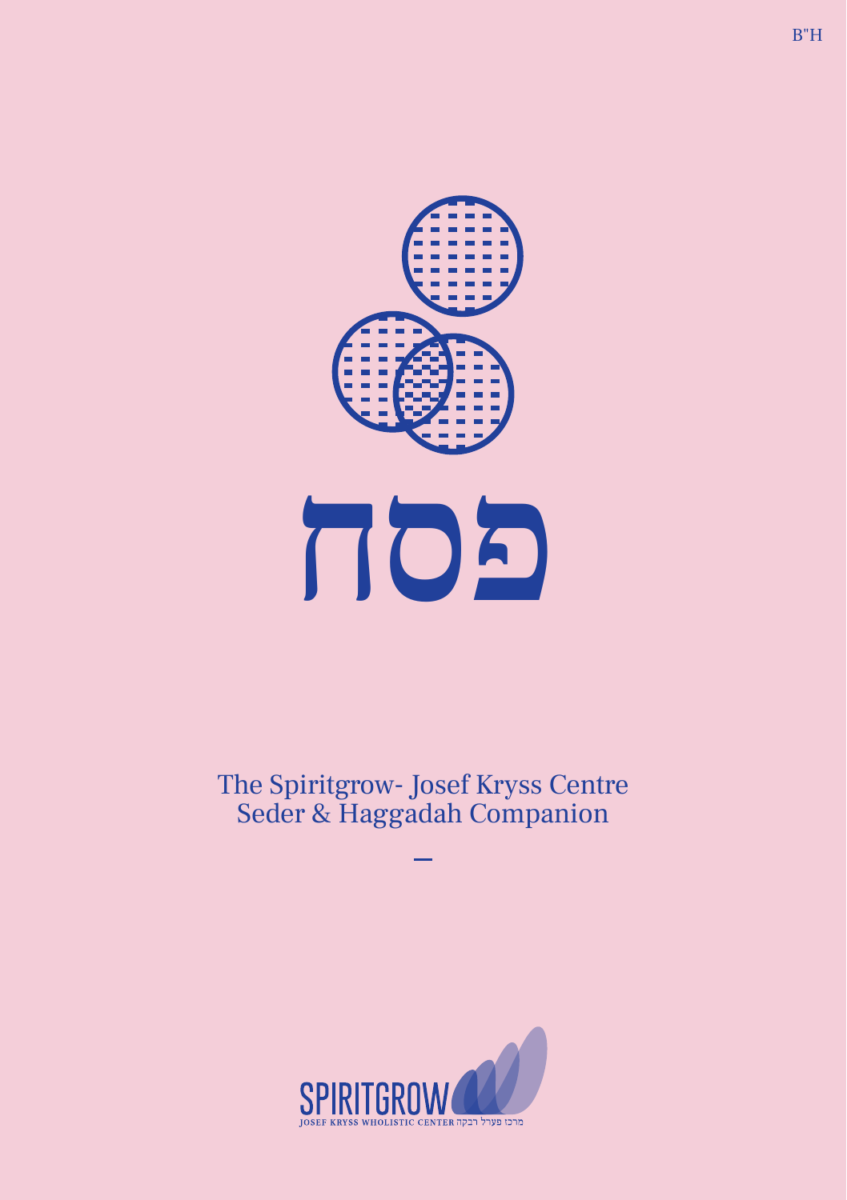B"H

# פסח

The Spiritgrow- Josef Kryss Centre
Seder & Haggadah Companion

—

SPIRITGROW
JOSEF KRYSS WHOLISTIC CENTER מרכז פערל רבקה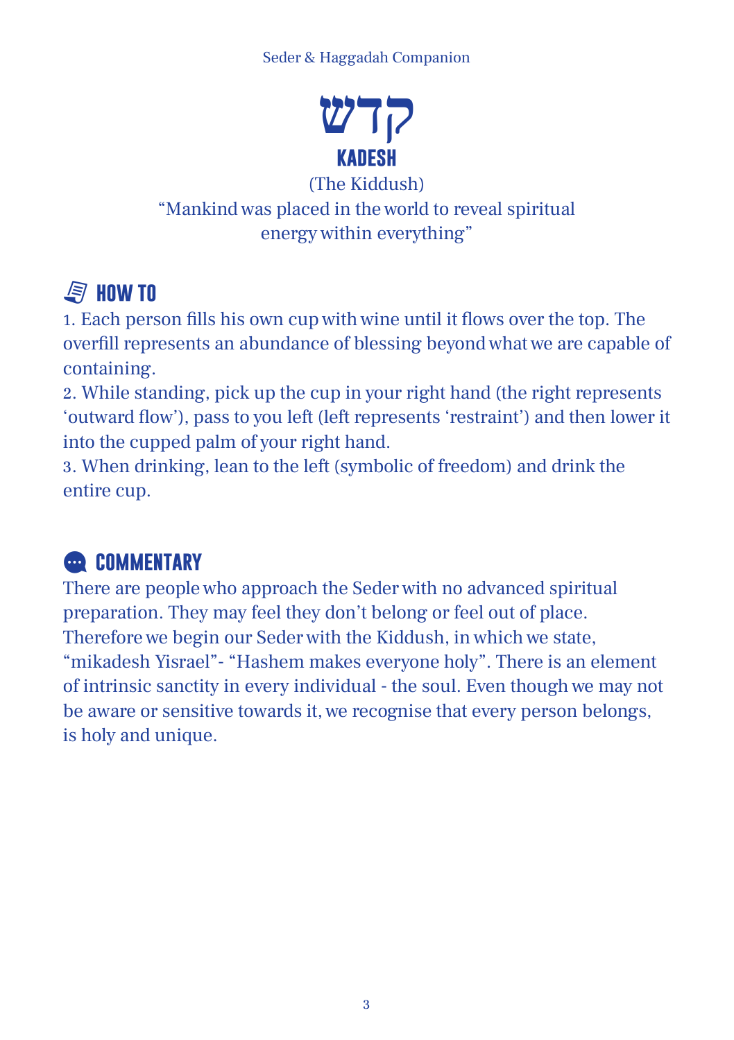# קדש
## KADESH

(The Kiddush)
"Mankind was placed in the world to reveal spiritual energy within everything"

### HOW TO

1. Each person fills his own cup with wine until it flows over the top. The overfill represents an abundance of blessing beyond what we are capable of containing.
2. While standing, pick up the cup in your right hand (the right represents 'outward flow'), pass to you left (left represents 'restraint') and then lower it into the cupped palm of your right hand.
3. When drinking, lean to the left (symbolic of freedom) and drink the entire cup.

### COMMENTARY

There are people who approach the Seder with no advanced spiritual preparation. They may feel they don't belong or feel out of place. Therefore we begin our Seder with the Kiddush, in which we state, "mikadesh Yisrael"- "Hashem makes everyone holy". There is an element of intrinsic sanctity in every individual - the soul. Even though we may not be aware or sensitive towards it, we recognise that every person belongs, is holy and unique.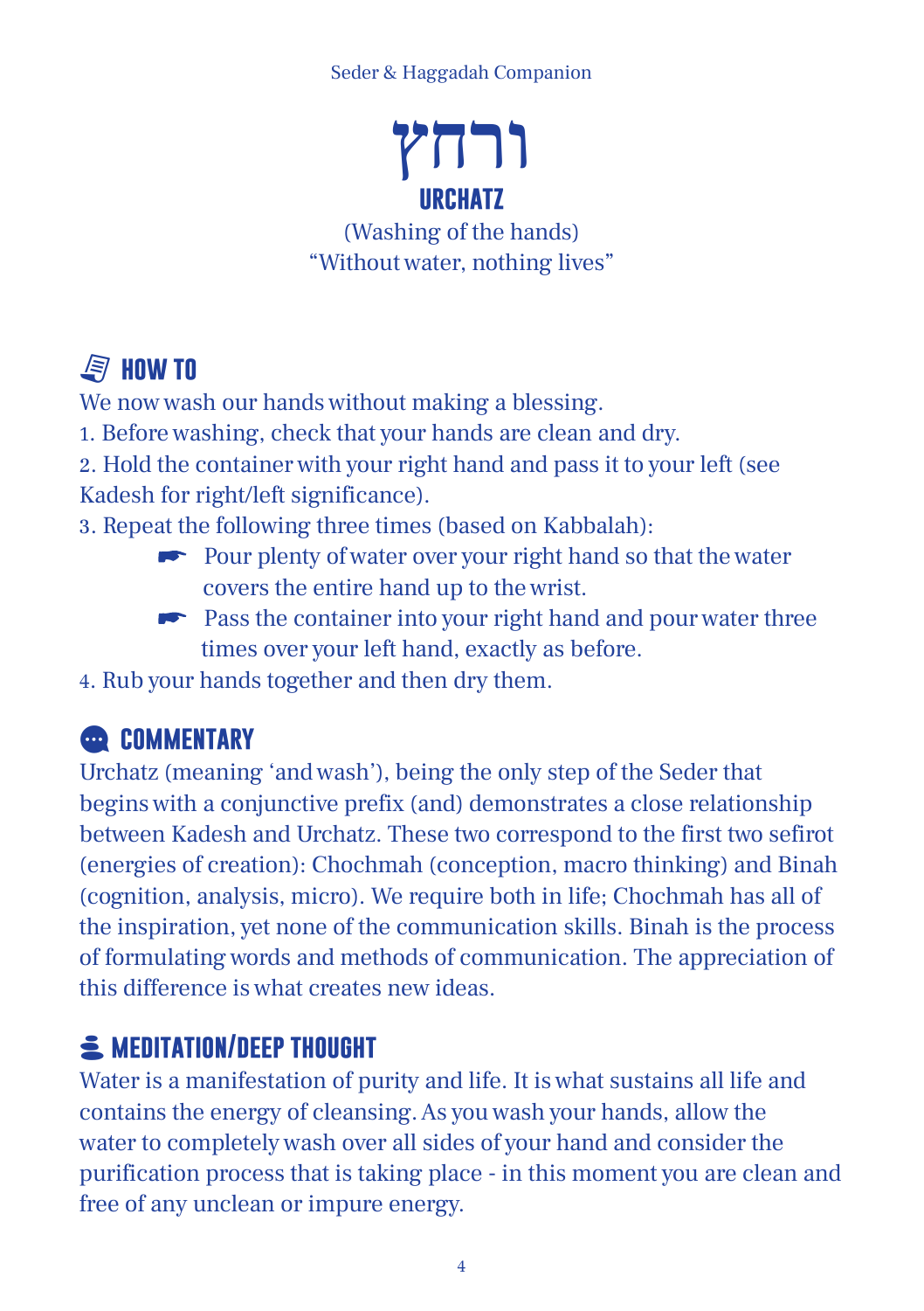# ורחץ

# URCHATZ

(Washing of the hands)
“Without water, nothing lives”

## HOW TO

We now wash our hands without making a blessing.

1. Before washing, check that your hands are clean and dry.
2. Hold the container with your right hand and pass it to your left (see Kadesh for right/left significance).
3. Repeat the following three times (based on Kabbalah):
    - Pour plenty of water over your right hand so that the water covers the entire hand up to the wrist.
    - Pass the container into your right hand and pour water three times over your left hand, exactly as before.
4. Rub your hands together and then dry them.

## COMMENTARY

Urchatz (meaning ‘and wash’), being the only step of the Seder that begins with a conjunctive prefix (and) demonstrates a close relationship between Kadesh and Urchatz. These two correspond to the first two sefirot (energies of creation): Chochmah (conception, macro thinking) and Binah (cognition, analysis, micro). We require both in life; Chochmah has all of the inspiration, yet none of the communication skills. Binah is the process of formulating words and methods of communication. The appreciation of this difference is what creates new ideas.

## MEDITATION/DEEP THOUGHT

Water is a manifestation of purity and life. It is what sustains all life and contains the energy of cleansing. As you wash your hands, allow the water to completely wash over all sides of your hand and consider the purification process that is taking place - in this moment you are clean and free of any unclean or impure energy.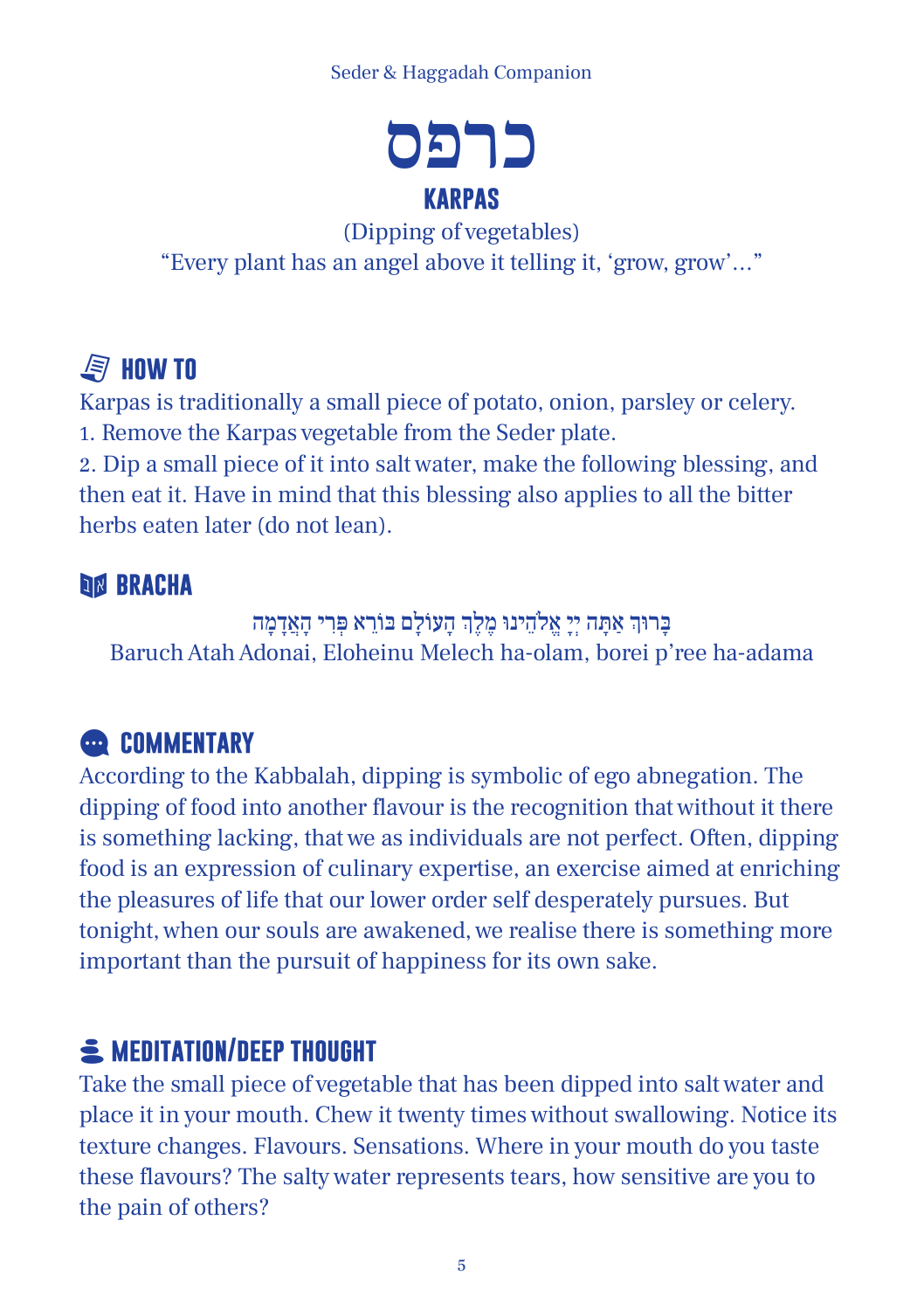# כרפס

## KARPAS

(Dipping of vegetables)

"Every plant has an angel above it telling it, 'grow, grow'..."

### HOW TO

Karpas is traditionally a small piece of potato, onion, parsley or celery.

1. Remove the Karpas vegetable from the Seder plate.
2. Dip a small piece of it into salt water, make the following blessing, and then eat it. Have in mind that this blessing also applies to all the bitter herbs eaten later (do not lean).

### BRACHA

בָּרוּךְ אַתָּה יְיָ אֱלֹהֵינוּ מֶלֶךְ הָעוֹלָם בּוֹרֵא פְּרִי הָאֲדָמָה

Baruch Atah Adonai, Eloheinu Melech ha-olam, borei p'ree ha-adama

### COMMENTARY

According to the Kabbalah, dipping is symbolic of ego abnegation. The dipping of food into another flavour is the recognition that without it there is something lacking, that we as individuals are not perfect. Often, dipping food is an expression of culinary expertise, an exercise aimed at enriching the pleasures of life that our lower order self desperately pursues. But tonight, when our souls are awakened, we realise there is something more important than the pursuit of happiness for its own sake.

### MEDITATION/DEEP THOUGHT

Take the small piece of vegetable that has been dipped into salt water and place it in your mouth. Chew it twenty times without swallowing. Notice its texture changes. Flavours. Sensations. Where in your mouth do you taste these flavours? The salty water represents tears, how sensitive are you to the pain of others?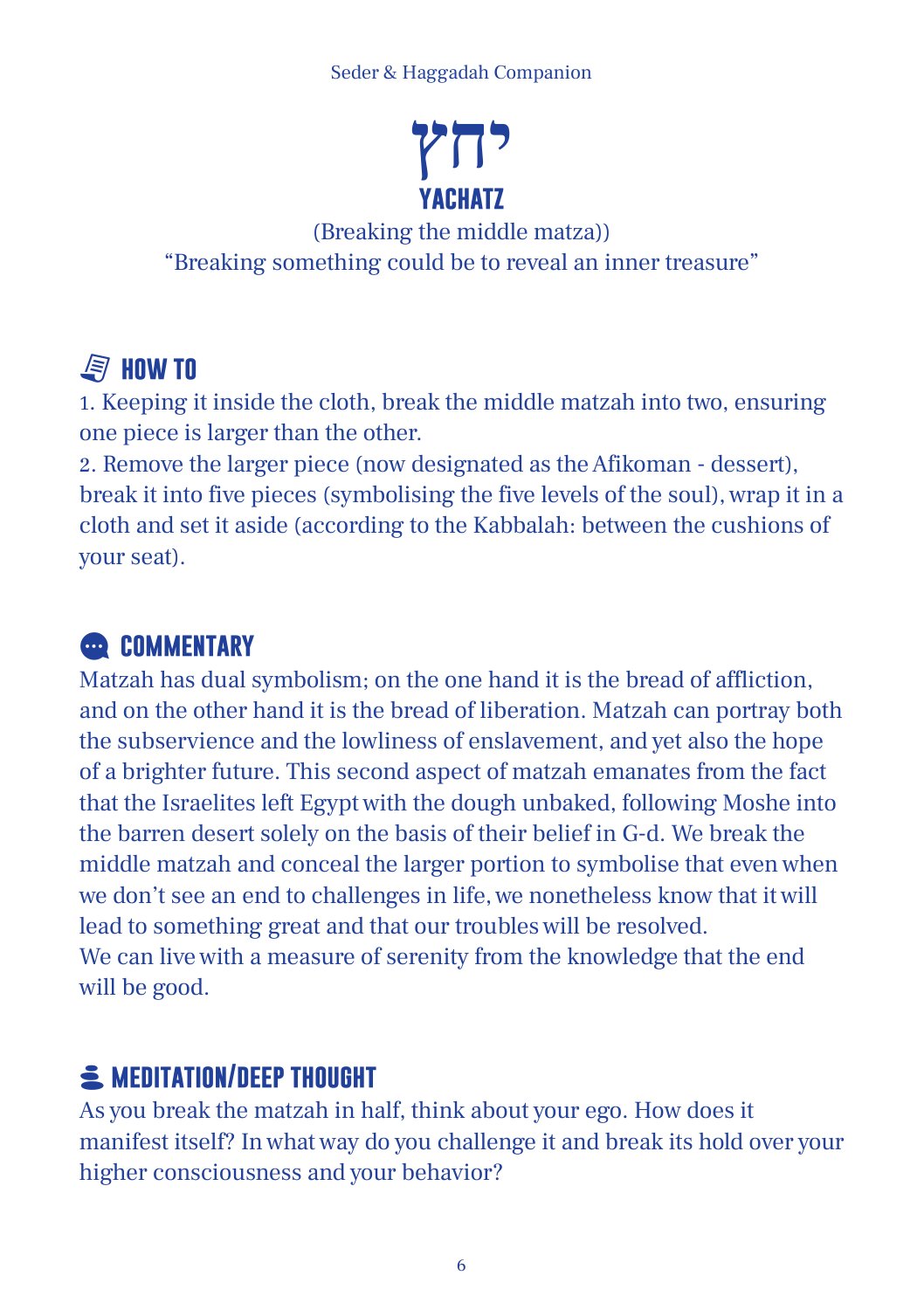# יחץ

# YACHATZ

(Breaking the middle matza))

"Breaking something could be to reveal an inner treasure"

## HOW TO

1. Keeping it inside the cloth, break the middle matzah into two, ensuring one piece is larger than the other.
2. Remove the larger piece (now designated as the Afikoman - dessert), break it into five pieces (symbolising the five levels of the soul), wrap it in a cloth and set it aside (according to the Kabbalah: between the cushions of your seat).

## COMMENTARY

Matzah has dual symbolism; on the one hand it is the bread of affliction, and on the other hand it is the bread of liberation. Matzah can portray both the subservience and the lowliness of enslavement, and yet also the hope of a brighter future. This second aspect of matzah emanates from the fact that the Israelites left Egypt with the dough unbaked, following Moshe into the barren desert solely on the basis of their belief in G-d. We break the middle matzah and conceal the larger portion to symbolise that even when we don't see an end to challenges in life, we nonetheless know that it will lead to something great and that our troubles will be resolved.
We can live with a measure of serenity from the knowledge that the end will be good.

## MEDITATION/DEEP THOUGHT

As you break the matzah in half, think about your ego. How does it manifest itself? In what way do you challenge it and break its hold over your higher consciousness and your behavior?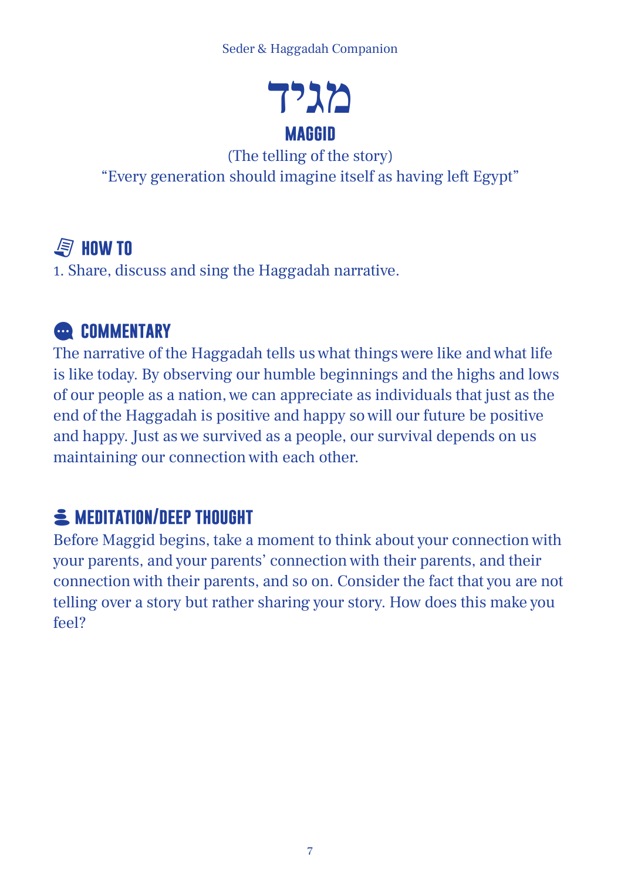# מגיד

## MAGGID

(The telling of the story)

"Every generation should imagine itself as having left Egypt"

### HOW TO

1. Share, discuss and sing the Haggadah narrative.

### COMMENTARY

The narrative of the Haggadah tells us what things were like and what life is like today. By observing our humble beginnings and the highs and lows of our people as a nation, we can appreciate as individuals that just as the end of the Haggadah is positive and happy so will our future be positive and happy. Just as we survived as a people, our survival depends on us maintaining our connection with each other.

### MEDITATION/DEEP THOUGHT

Before Maggid begins, take a moment to think about your connection with your parents, and your parents' connection with their parents, and their connection with their parents, and so on. Consider the fact that you are not telling over a story but rather sharing your story. How does this make you feel?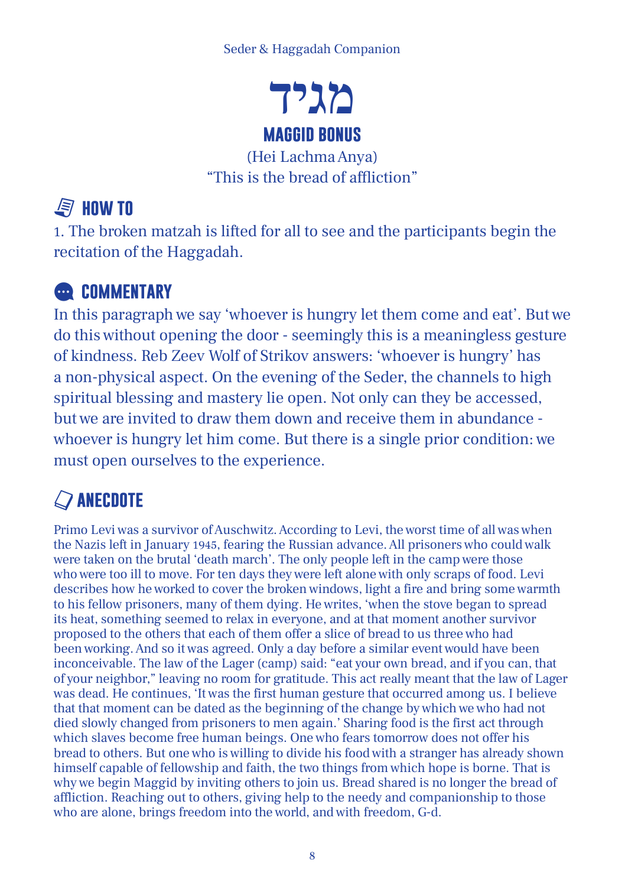# מגיד

## MAGGID BONUS

(Hei Lachma Anya)
“This is the bread of affliction”

### HOW TO

1. The broken matzah is lifted for all to see and the participants begin the recitation of the Haggadah.

### COMMENTARY

In this paragraph we say ‘whoever is hungry let them come and eat’. But we do this without opening the door - seemingly this is a meaningless gesture of kindness. Reb Zeev Wolf of Strikov answers: ‘whoever is hungry’ has a non-physical aspect. On the evening of the Seder, the channels to high spiritual blessing and mastery lie open. Not only can they be accessed, but we are invited to draw them down and receive them in abundance - whoever is hungry let him come. But there is a single prior condition: we must open ourselves to the experience.

### ANECDOTE

Primo Levi was a survivor of Auschwitz. According to Levi, the worst time of all was when the Nazis left in January 1945, fearing the Russian advance. All prisoners who could walk were taken on the brutal ‘death march’. The only people left in the camp were those who were too ill to move. For ten days they were left alone with only scraps of food. Levi describes how he worked to cover the broken windows, light a fire and bring some warmth to his fellow prisoners, many of them dying. He writes, ‘when the stove began to spread its heat, something seemed to relax in everyone, and at that moment another survivor proposed to the others that each of them offer a slice of bread to us three who had been working. And so it was agreed. Only a day before a similar event would have been inconceivable. The law of the Lager (camp) said: “eat your own bread, and if you can, that of your neighbor,” leaving no room for gratitude. This act really meant that the law of Lager was dead. He continues, ‘It was the first human gesture that occurred among us. I believe that that moment can be dated as the beginning of the change by which we who had not died slowly changed from prisoners to men again.’ Sharing food is the first act through which slaves become free human beings. One who fears tomorrow does not offer his bread to others. But one who is willing to divide his food with a stranger has already shown himself capable of fellowship and faith, the two things from which hope is borne. That is why we begin Maggid by inviting others to join us. Bread shared is no longer the bread of affliction. Reaching out to others, giving help to the needy and companionship to those who are alone, brings freedom into the world, and with freedom, G-d.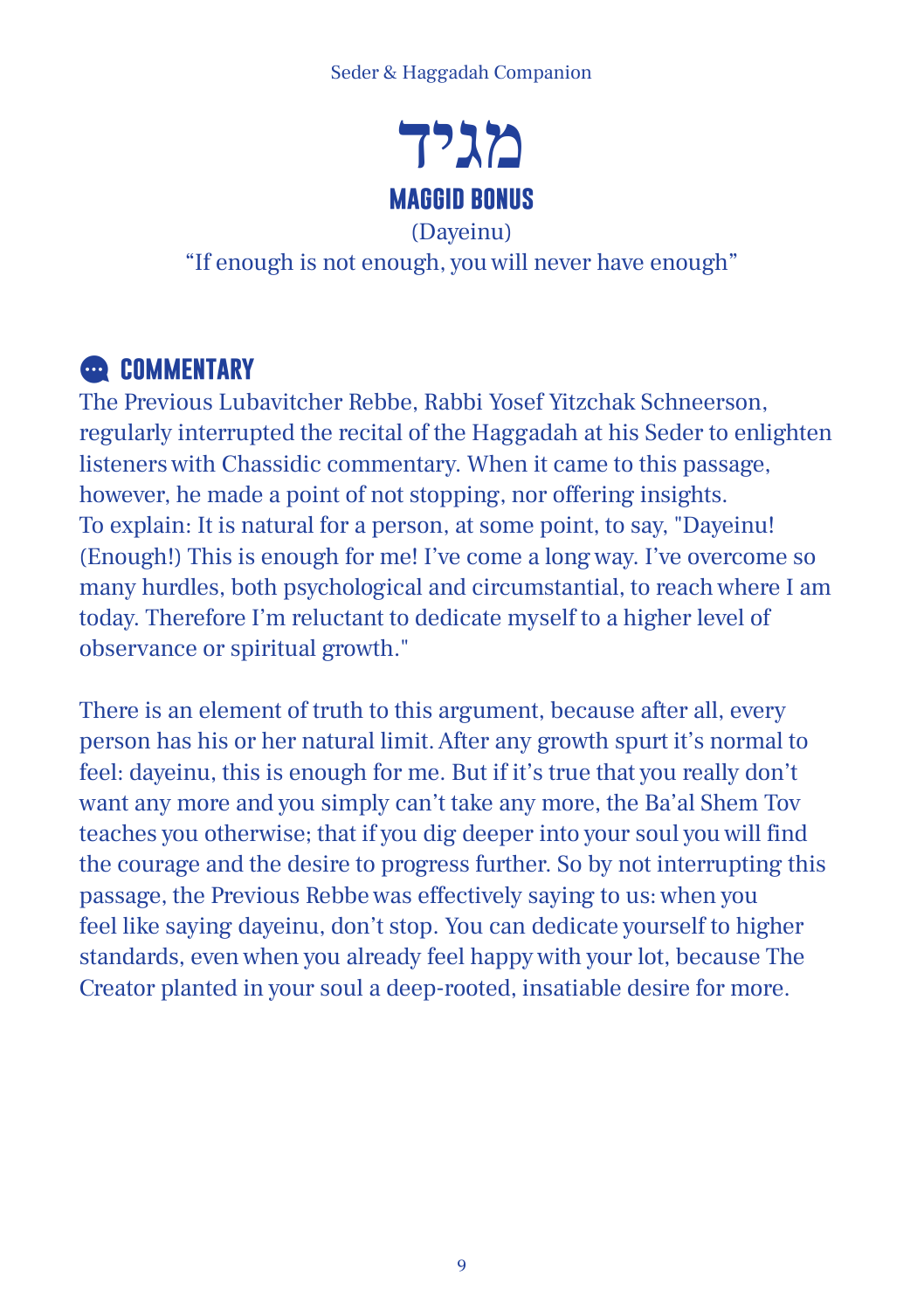# מגיד

## MAGGID BONUS

(Dayeinu)

"If enough is not enough, you will never have enough"

### COMMENTARY

The Previous Lubavitcher Rebbe, Rabbi Yosef Yitzchak Schneerson, regularly interrupted the recital of the Haggadah at his Seder to enlighten listeners with Chassidic commentary. When it came to this passage, however, he made a point of not stopping, nor offering insights.
To explain: It is natural for a person, at some point, to say, "Dayeinu! (Enough!) This is enough for me! I've come a long way. I've overcome so many hurdles, both psychological and circumstantial, to reach where I am today. Therefore I'm reluctant to dedicate myself to a higher level of observance or spiritual growth."

There is an element of truth to this argument, because after all, every person has his or her natural limit. After any growth spurt it's normal to feel: dayeinu, this is enough for me. But if it's true that you really don't want any more and you simply can't take any more, the Ba'al Shem Tov teaches you otherwise; that if you dig deeper into your soul you will find the courage and the desire to progress further. So by not interrupting this passage, the Previous Rebbe was effectively saying to us: when you feel like saying dayeinu, don't stop. You can dedicate yourself to higher standards, even when you already feel happy with your lot, because The Creator planted in your soul a deep-rooted, insatiable desire for more.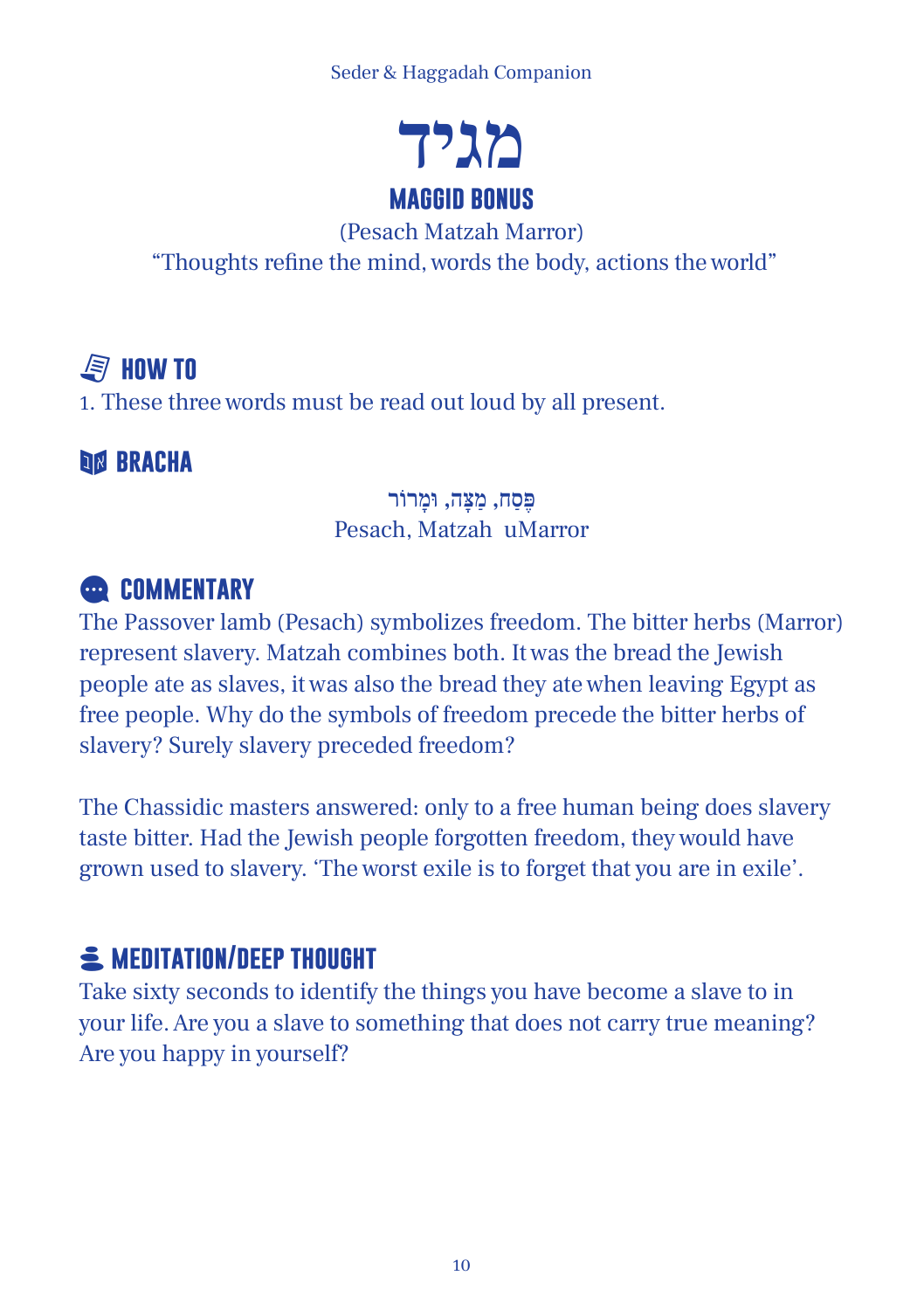# מגיד

## MAGGID BONUS

(Pesach Matzah Marror)

"Thoughts refine the mind, words the body, actions the world"

### HOW TO

1. These three words must be read out loud by all present.

### BRACHA

פֶּסַח, מַצָּה, וּמָרוֹר

Pesach, Matzah uMarror

### COMMENTARY

The Passover lamb (Pesach) symbolizes freedom. The bitter herbs (Marror) represent slavery. Matzah combines both. It was the bread the Jewish people ate as slaves, it was also the bread they ate when leaving Egypt as free people. Why do the symbols of freedom precede the bitter herbs of slavery? Surely slavery preceded freedom?

The Chassidic masters answered: only to a free human being does slavery taste bitter. Had the Jewish people forgotten freedom, they would have grown used to slavery. 'The worst exile is to forget that you are in exile'.

### MEDITATION/DEEP THOUGHT

Take sixty seconds to identify the things you have become a slave to in your life. Are you a slave to something that does not carry true meaning? Are you happy in yourself?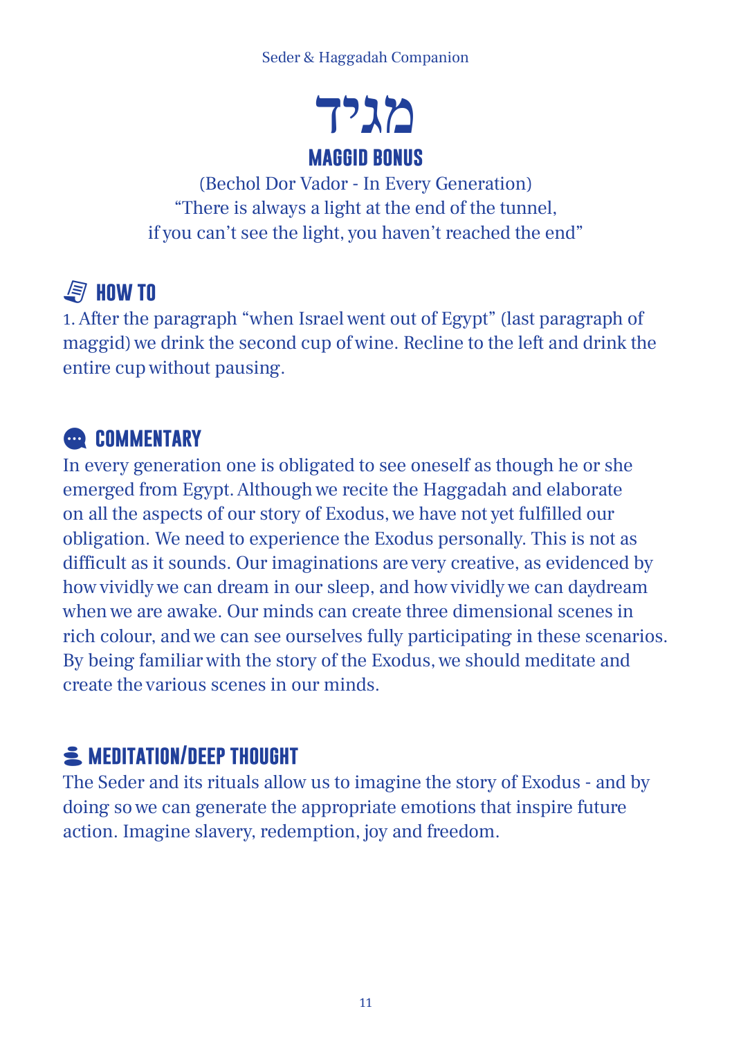# מגיד

## MAGGID BONUS

(Bechol Dor Vador - In Every Generation)
"There is always a light at the end of the tunnel,
if you can't see the light, you haven't reached the end"

### HOW TO

1. After the paragraph "when Israel went out of Egypt" (last paragraph of maggid) we drink the second cup of wine. Recline to the left and drink the entire cup without pausing.

### COMMENTARY

In every generation one is obligated to see oneself as though he or she emerged from Egypt. Although we recite the Haggadah and elaborate on all the aspects of our story of Exodus, we have not yet fulfilled our obligation. We need to experience the Exodus personally. This is not as difficult as it sounds. Our imaginations are very creative, as evidenced by how vividly we can dream in our sleep, and how vividly we can daydream when we are awake. Our minds can create three dimensional scenes in rich colour, and we can see ourselves fully participating in these scenarios. By being familiar with the story of the Exodus, we should meditate and create the various scenes in our minds.

### MEDITATION/DEEP THOUGHT

The Seder and its rituals allow us to imagine the story of Exodus - and by doing so we can generate the appropriate emotions that inspire future action. Imagine slavery, redemption, joy and freedom.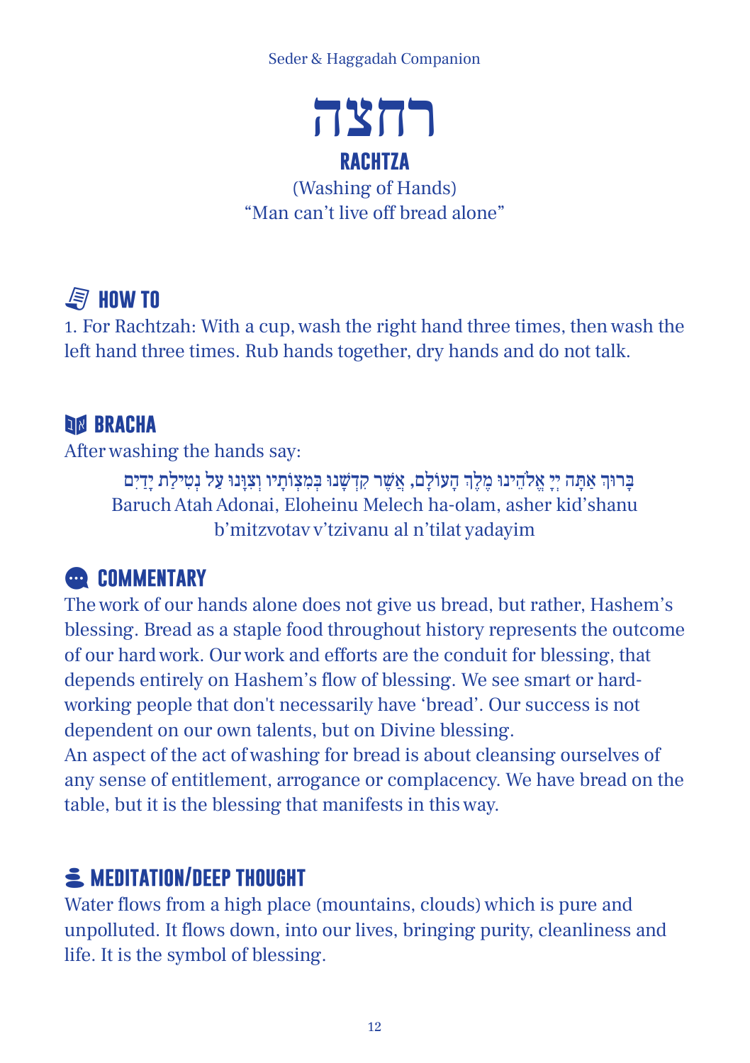# רחצה

# RACHTZA

(Washing of Hands)
"Man can't live off bread alone"

## HOW TO

1. For Rachtzah: With a cup, wash the right hand three times, then wash the left hand three times. Rub hands together, dry hands and do not talk.

## BRACHA

After washing the hands say:

בָּרוּךְ אַתָּה יְיָ אֱלֹהֵינוּ מֶלֶךְ הָעוֹלָם, אֲשֶׁר קִדְּשָׁנוּ בְּמִצְוֹתָיו וְצִוָּנוּ עַל נְטִילַת יָדַיִם

Baruch Atah Adonai, Eloheinu Melech ha-olam, asher kid'shanu b'mitzvotav v'tzivanu al n'tilat yadayim

## COMMENTARY

The work of our hands alone does not give us bread, but rather, Hashem's blessing. Bread as a staple food throughout history represents the outcome of our hard work. Our work and efforts are the conduit for blessing, that depends entirely on Hashem's flow of blessing. We see smart or hard-working people that don't necessarily have 'bread'. Our success is not dependent on our own talents, but on Divine blessing.
An aspect of the act of washing for bread is about cleansing ourselves of any sense of entitlement, arrogance or complacency. We have bread on the table, but it is the blessing that manifests in this way.

## MEDITATION/DEEP THOUGHT

Water flows from a high place (mountains, clouds) which is pure and unpolluted. It flows down, into our lives, bringing purity, cleanliness and life. It is the symbol of blessing.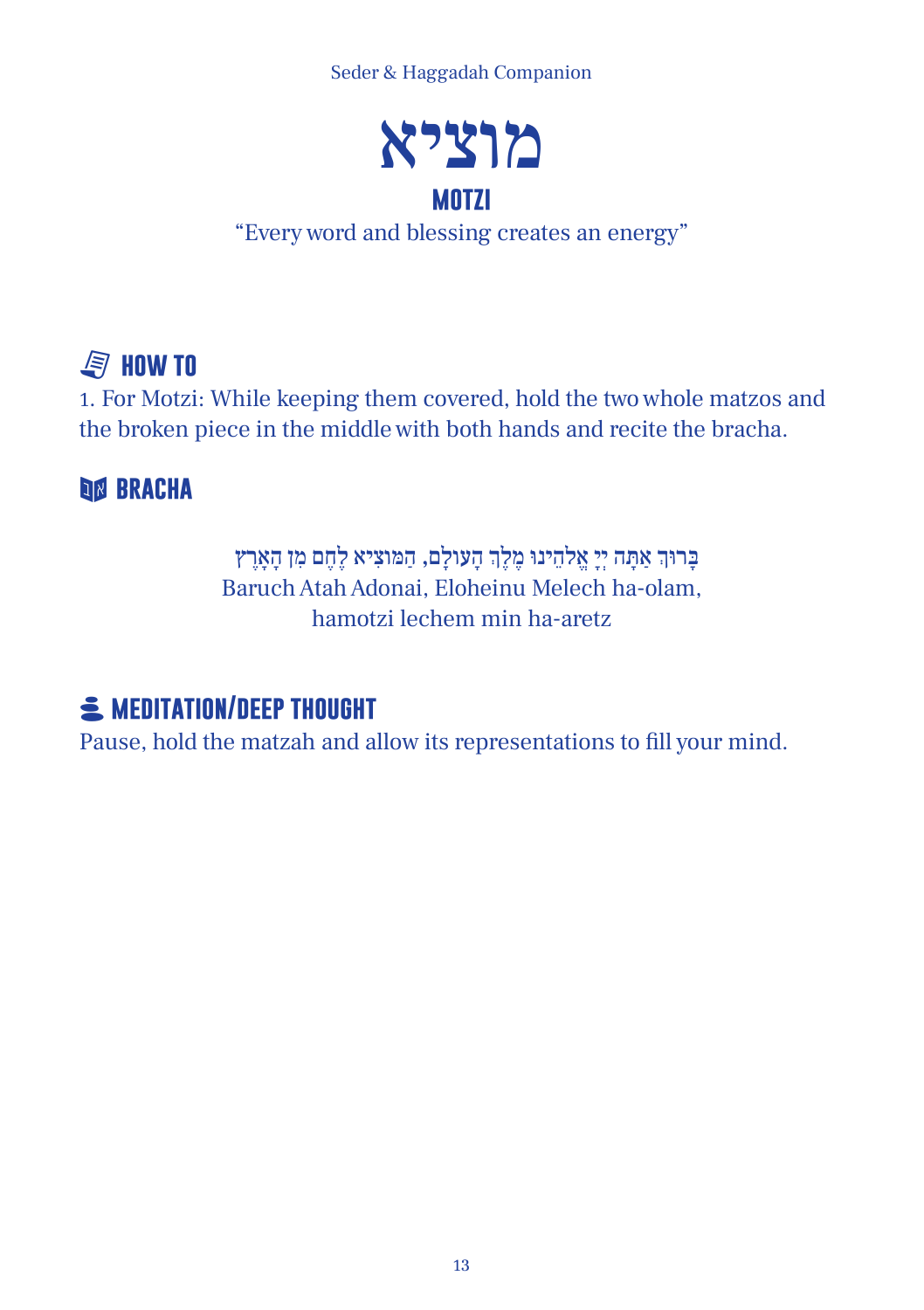# מוציא

## MOTZI

"Every word and blessing creates an energy"

### HOW TO

1. For Motzi: While keeping them covered, hold the two whole matzos and the broken piece in the middle with both hands and recite the bracha.

### BRACHA

בָּרוּךְ אַתָּה יְיָ אֱלֹהֵינוּ מֶלֶךְ הָעוֹלָם, הַמּוֹצִיא לֶחֶם מִן הָאָרֶץ

Baruch Atah Adonai, Eloheinu Melech ha-olam,
hamotzi lechem min ha-aretz

### MEDITATION/DEEP THOUGHT

Pause, hold the matzah and allow its representations to fill your mind.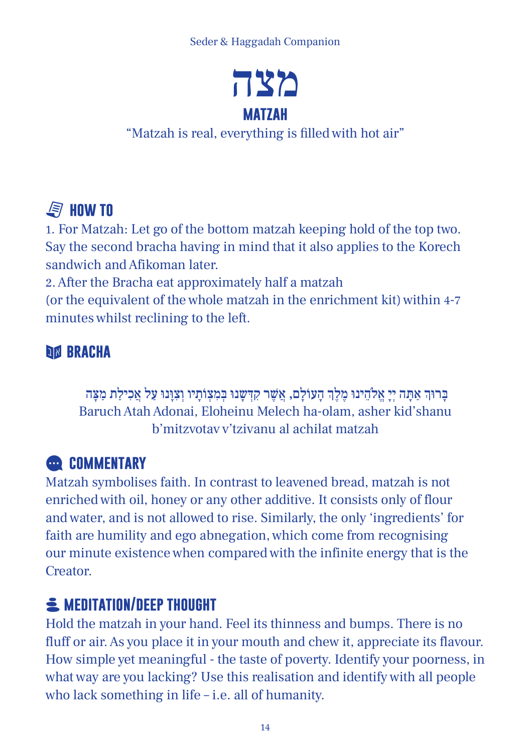# מצה

## MATZAH

"Matzah is real, everything is filled with hot air"

### HOW TO

1. For Matzah: Let go of the bottom matzah keeping hold of the top two. Say the second bracha having in mind that it also applies to the Korech sandwich and Afikoman later.
2. After the Bracha eat approximately half a matzah (or the equivalent of the whole matzah in the enrichment kit) within 4-7 minutes whilst reclining to the left.

### BRACHA

בָּרוּךְ אַתָּה יְיָ אֱלֹהֵינוּ מֶלֶךְ הָעוֹלָם, אֲשֶׁר קִדְּשָׁנוּ בְּמִצְוֹתָיו וְצִוָּנוּ עַל אֲכִילַת מַצָּה

Baruch Atah Adonai, Eloheinu Melech ha-olam, asher kid'shanu b'mitzvotav v'tzivanu al achilat matzah

### COMMENTARY

Matzah symbolises faith. In contrast to leavened bread, matzah is not enriched with oil, honey or any other additive. It consists only of flour and water, and is not allowed to rise. Similarly, the only 'ingredients' for faith are humility and ego abnegation, which come from recognising our minute existence when compared with the infinite energy that is the Creator.

### MEDITATION/DEEP THOUGHT

Hold the matzah in your hand. Feel its thinness and bumps. There is no fluff or air. As you place it in your mouth and chew it, appreciate its flavour. How simple yet meaningful - the taste of poverty. Identify your poorness, in what way are you lacking? Use this realisation and identify with all people who lack something in life – i.e. all of humanity.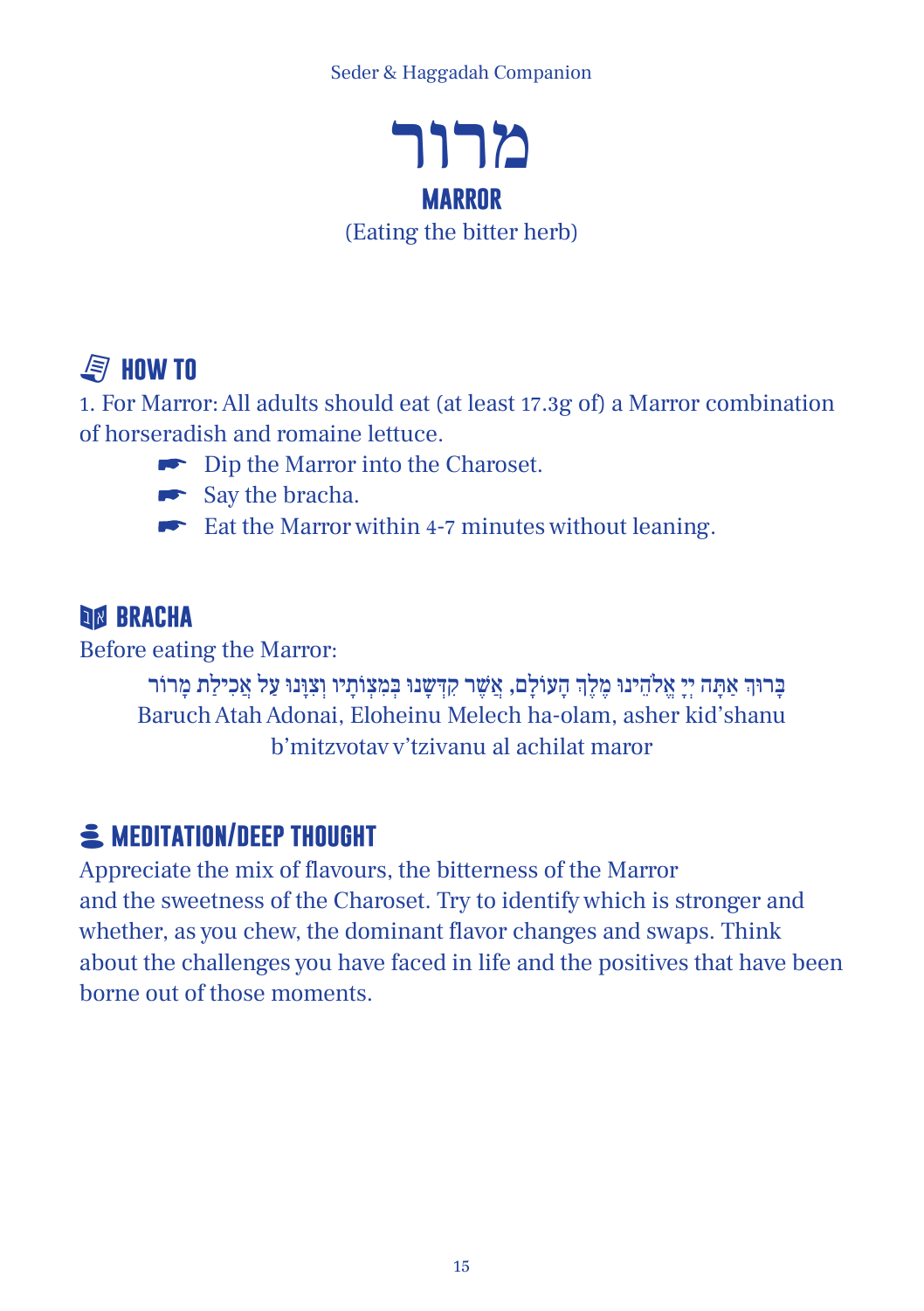# מרור

## MARROR

(Eating the bitter herb)

### HOW TO

1. For Marror: All adults should eat (at least 17.3g of) a Marror combination of horseradish and romaine lettuce.
   - Dip the Marror into the Charoset.
   - Say the bracha.
   - Eat the Marror within 4-7 minutes without leaning.

### BRACHA

Before eating the Marror:

בָּרוּךְ אַתָּה יְיָ אֱלֹהֵינוּ מֶלֶךְ הָעוֹלָם, אֲשֶׁר קִדְּשָׁנוּ בְּמִצְוֹתָיו וְצִוָּנוּ עַל אֲכִילַת מָרוֹר

Baruch Atah Adonai, Eloheinu Melech ha-olam, asher kid'shanu b'mitzvotav v'tzivanu al achilat maror

### MEDITATION/DEEP THOUGHT

Appreciate the mix of flavours, the bitterness of the Marror and the sweetness of the Charoset. Try to identify which is stronger and whether, as you chew, the dominant flavor changes and swaps. Think about the challenges you have faced in life and the positives that have been borne out of those moments.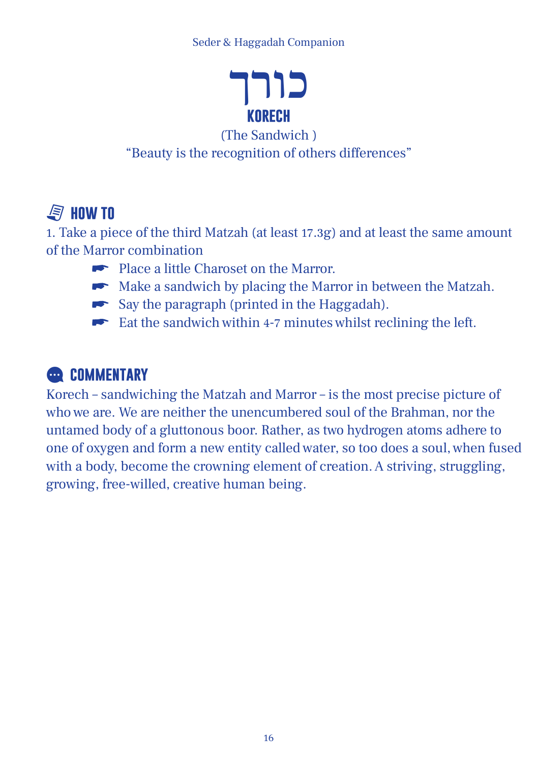# כורך

## KORECH

(The Sandwich )

“Beauty is the recognition of others differences”

### HOW TO

1. Take a piece of the third Matzah (at least 17.3g) and at least the same amount of the Marror combination
   - Place a little Charoset on the Marror.
   - Make a sandwich by placing the Marror in between the Matzah.
   - Say the paragraph (printed in the Haggadah).
   - Eat the sandwich within 4-7 minutes whilst reclining the left.

### COMMENTARY

Korech – sandwiching the Matzah and Marror – is the most precise picture of who we are. We are neither the unencumbered soul of the Brahman, nor the untamed body of a gluttonous boor. Rather, as two hydrogen atoms adhere to one of oxygen and form a new entity called water, so too does a soul, when fused with a body, become the crowning element of creation. A striving, struggling, growing, free-willed, creative human being.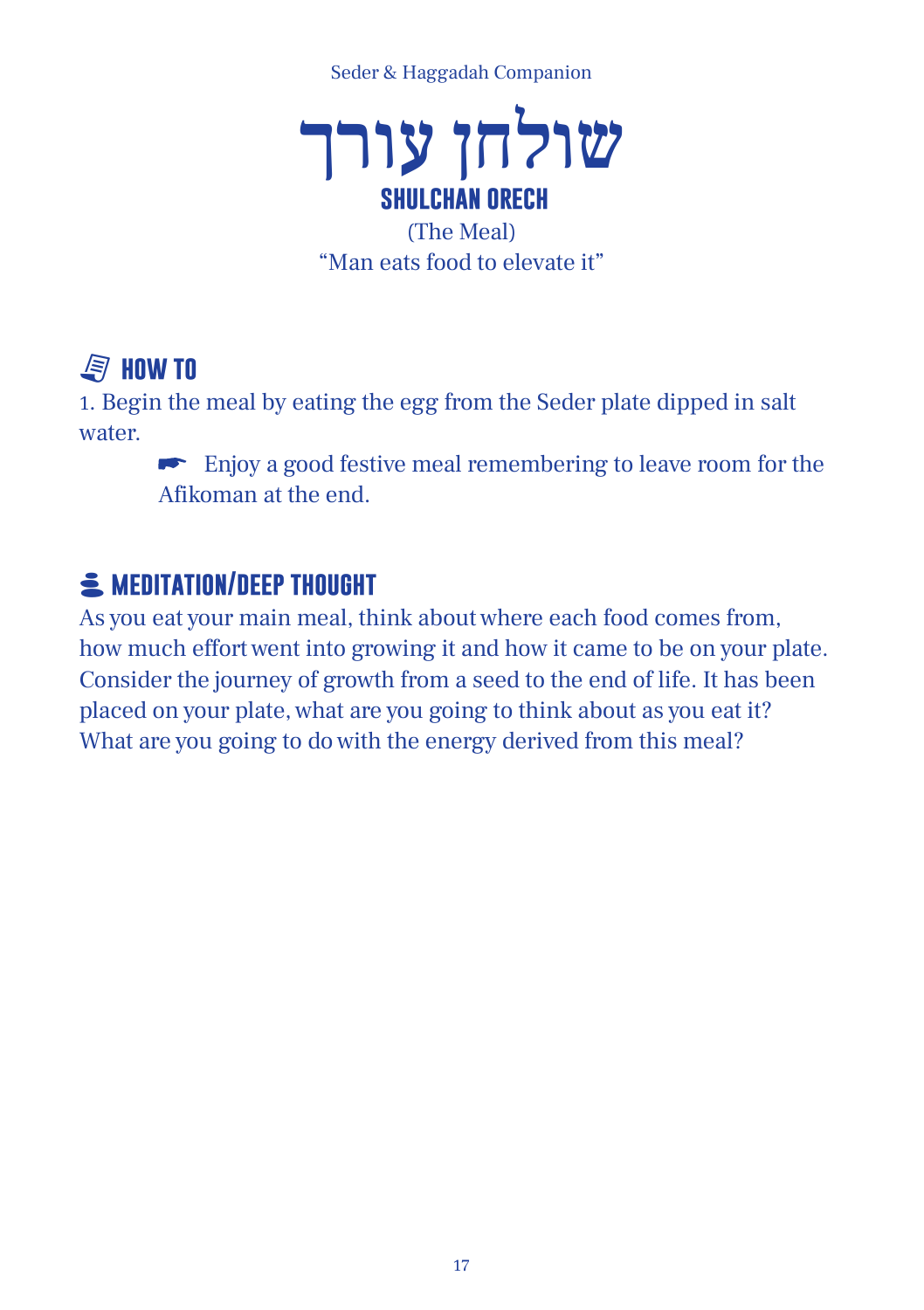# שולחן עורך

## SHULCHAN ORECH

(The Meal)
“Man eats food to elevate it”

### HOW TO

1. Begin the meal by eating the egg from the Seder plate dipped in salt water.

   ☛ Enjoy a good festive meal remembering to leave room for the Afikoman at the end.

### MEDITATION/DEEP THOUGHT

As you eat your main meal, think about where each food comes from, how much effort went into growing it and how it came to be on your plate. Consider the journey of growth from a seed to the end of life. It has been placed on your plate, what are you going to think about as you eat it? What are you going to do with the energy derived from this meal?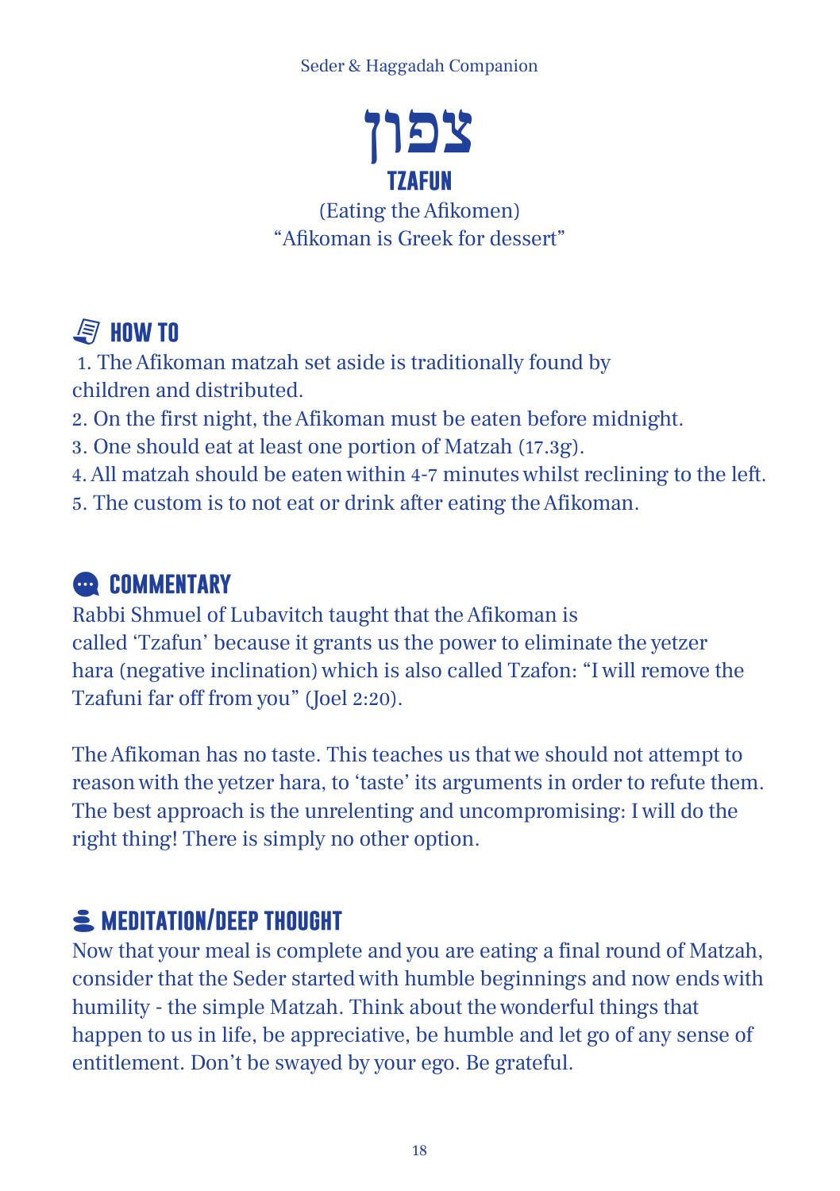# צפון

## TZAFUN

(Eating the Afikomen)
"Afikoman is Greek for dessert"

### HOW TO

1. The Afikoman matzah set aside is traditionally found by children and distributed.
2. On the first night, the Afikoman must be eaten before midnight.
3. One should eat at least one portion of Matzah (17.3g).
4. All matzah should be eaten within 4-7 minutes whilst reclining to the left.
5. The custom is to not eat or drink after eating the Afikoman.

### COMMENTARY

Rabbi Shmuel of Lubavitch taught that the Afikoman is called 'Tzafun' because it grants us the power to eliminate the yetzer hara (negative inclination) which is also called Tzafon: "I will remove the Tzafuni far off from you" (Joel 2:20).

The Afikoman has no taste. This teaches us that we should not attempt to reason with the yetzer hara, to 'taste' its arguments in order to refute them. The best approach is the unrelenting and uncompromising: I will do the right thing! There is simply no other option.

### MEDITATION/DEEP THOUGHT

Now that your meal is complete and you are eating a final round of Matzah, consider that the Seder started with humble beginnings and now ends with humility - the simple Matzah. Think about the wonderful things that happen to us in life, be appreciative, be humble and let go of any sense of entitlement. Don't be swayed by your ego. Be grateful.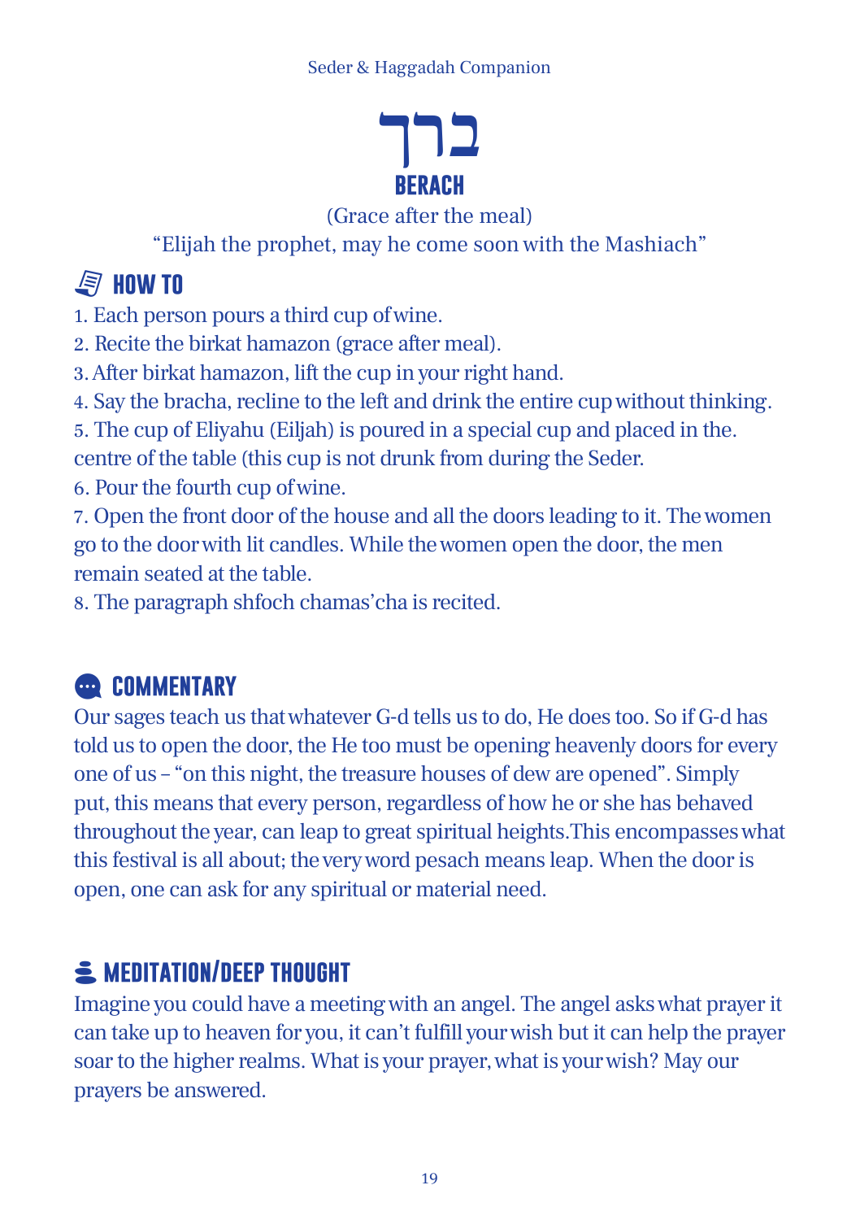# ברך

## BERACH

(Grace after the meal)

"Elijah the prophet, may he come soon with the Mashiach"

### HOW TO

1. Each person pours a third cup of wine.
2. Recite the birkat hamazon (grace after meal).
3. After birkat hamazon, lift the cup in your right hand.
4. Say the bracha, recline to the left and drink the entire cup without thinking.
5. The cup of Eliyahu (Eiljah) is poured in a special cup and placed in the. centre of the table (this cup is not drunk from during the Seder.
6. Pour the fourth cup of wine.
7. Open the front door of the house and all the doors leading to it. The women go to the door with lit candles. While the women open the door, the men remain seated at the table.
8. The paragraph shfoch chamas'cha is recited.

### COMMENTARY

Our sages teach us that whatever G-d tells us to do, He does too. So if G-d has told us to open the door, the He too must be opening heavenly doors for every one of us – "on this night, the treasure houses of dew are opened". Simply put, this means that every person, regardless of how he or she has behaved throughout the year, can leap to great spiritual heights.This encompasses what this festival is all about; the very word pesach means leap. When the door is open, one can ask for any spiritual or material need.

### MEDITATION/DEEP THOUGHT

Imagine you could have a meeting with an angel. The angel asks what prayer it can take up to heaven for you, it can't fulfill your wish but it can help the prayer soar to the higher realms. What is your prayer, what is your wish? May our prayers be answered.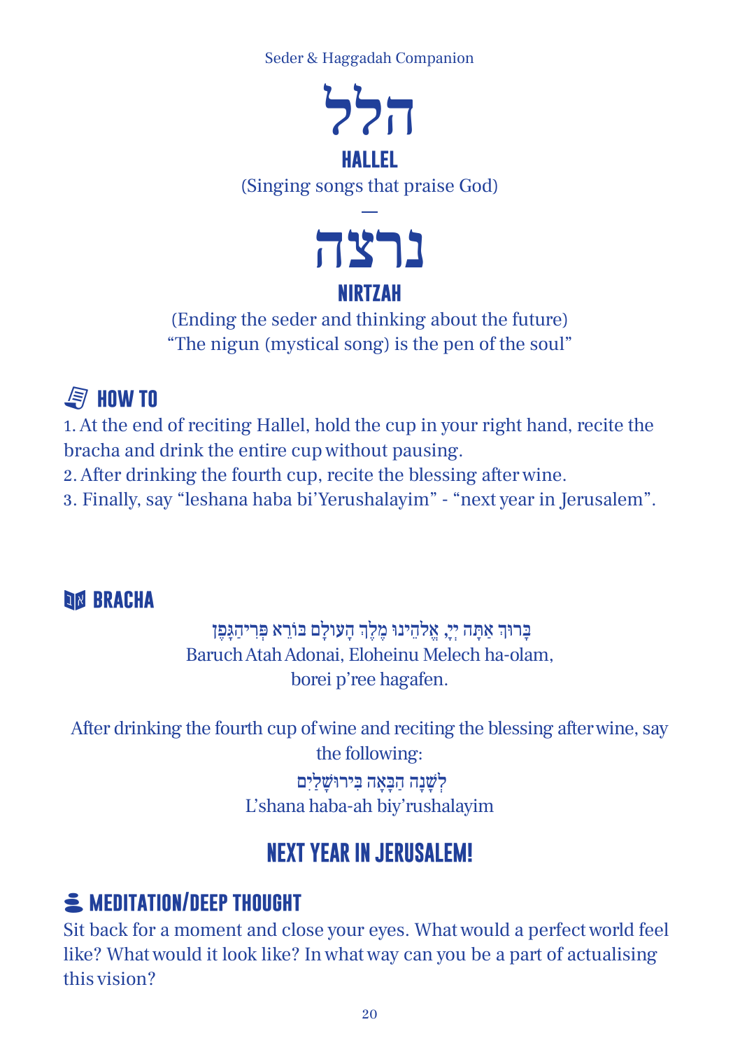# הלל

## HALLEL

(Singing songs that praise God)

—

# נרצה

## NIRTZAH

(Ending the seder and thinking about the future)
"The nigun (mystical song) is the pen of the soul"

### HOW TO

1. At the end of reciting Hallel, hold the cup in your right hand, recite the bracha and drink the entire cup without pausing.
2. After drinking the fourth cup, recite the blessing after wine.
3. Finally, say "leshana haba bi'Yerushalayim" - "next year in Jerusalem".

### BRACHA

בָּרוּךְ אַתָּה יְיָ, אֱלֹהֵינוּ מֶלֶךְ הָעוֹלָם בּוֹרֵא פְּרִי־הַגָּפֶן
Baruch Atah Adonai, Eloheinu Melech ha-olam,
borei p'ree hagafen.

After drinking the fourth cup of wine and reciting the blessing after wine, say the following:

לְשָׁנָה הַבָּאָה בִּירוּשָׁלָיִם
L'shana haba-ah biy'rushalayim

## NEXT YEAR IN JERUSALEM!

### MEDITATION/DEEP THOUGHT

Sit back for a moment and close your eyes. What would a perfect world feel like? What would it look like? In what way can you be a part of actualising this vision?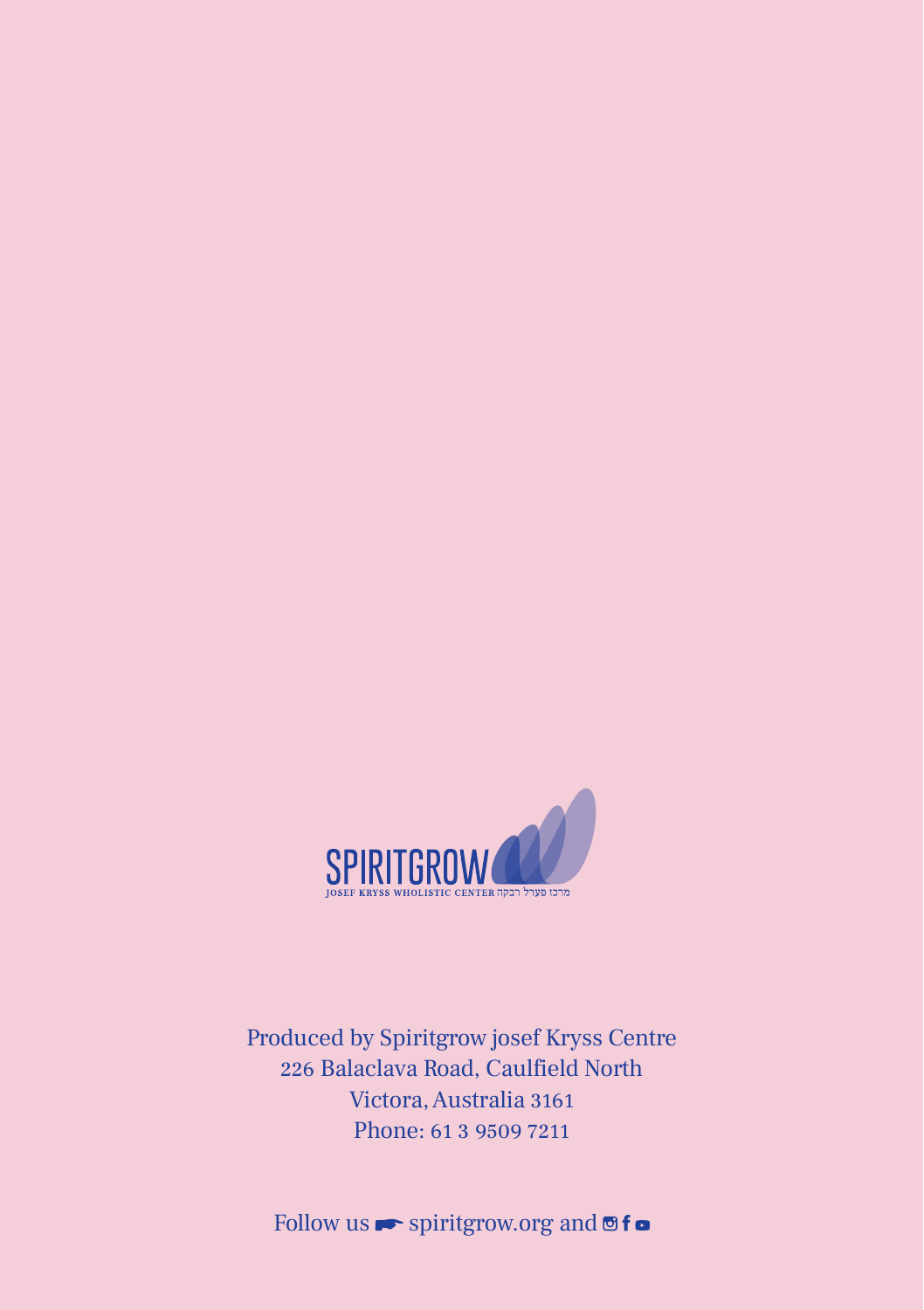SPIRITGROW

JOSEF KRYSS WHOLISTIC CENTER מרכז פערל רבקה

Produced by Spiritgrow josef Kryss Centre
226 Balaclava Road, Caulfield North
Victora, Australia 3161
Phone: 61 3 9509 7211

Follow us spiritgrow.org and